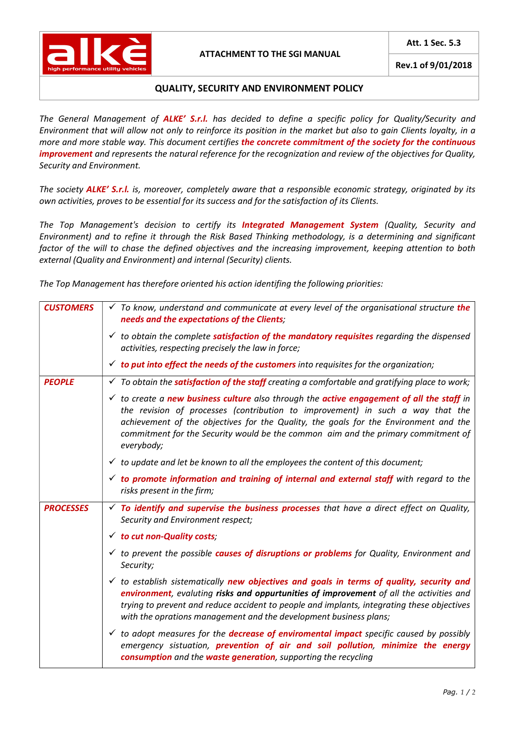| alkè high performance utility vehicles | ATTACHMENT TO THE SGI MANUAL | Att. 1 Sec. 5.3 |
|---|---|---|
| | | Rev.1 of 9/01/2018 |

## QUALITY, SECURITY AND ENVIRONMENT POLICY

*The General Management of **ALKE' S.r.l.** has decided to define a specific policy for Quality/Security and Environment that will allow not only to reinforce its position in the market but also to gain Clients loyalty, in a more and more stable way. This document certifies **the concrete commitment of the society for the continuous improvement** and represents the natural reference for the recognization and review of the objectives for Quality, Security and Environment.*

*The society **ALKE' S.r.l.** is, moreover, completely aware that a responsible economic strategy, originated by its own activities, proves to be essential for its success and for the satisfaction of its Clients.*

*The Top Management's decision to certify its **Integrated Management System** (Quality, Security and Environment) and to refine it through the Risk Based Thinking methodology, is a determining and significant factor of the will to chase the defined objectives and the increasing improvement, keeping attention to both external (Quality and Environment) and internal (Security) clients.*

*The Top Management has therefore oriented his action identifing the following priorities:*

| | |
|---|---|
| ***CUSTOMERS*** | ✓ *To know, understand and communicate at every level of the organisational structure **the needs and the expectations of the Clients**;*<br>✓ *to obtain the complete **satisfaction of the mandatory requisites** regarding the dispensed activities, respecting precisely the law in force;*<br>✓ ***to put into effect the needs of the customers** into requisites for the organization;* |
| ***PEOPLE*** | ✓ *To obtain the **satisfaction of the staff** creating a comfortable and gratifying place to work;*<br>✓ *to create a **new business culture** also through the **active engagement of all the staff** in the revision of processes (contribution to improvement) in such a way that the achievement of the objectives for the Quality, the goals for the Environment and the commitment for the Security would be the common aim and the primary commitment of everybody;*<br>✓ *to update and let be known to all the employees the content of this document;*<br>✓ ***to promote information and training of internal and external staff** with regard to the risks present in the firm;* |
| ***PROCESSES*** | ✓ ***To identify and supervise the business processes** that have a direct effect on Quality, Security and Environment respect;*<br>✓ ***to cut non-Quality costs**;*<br>✓ *to prevent the possible **causes of disruptions or problems** for Quality, Environment and Security;*<br>✓ *to establish sistematically **new objectives and goals in terms of quality, security and environment**, evaluting **risks and oppurtunities of improvement** of all the activities and trying to prevent and reduce accident to people and implants, integrating these objectives with the oprations management and the development business plans;*<br>✓ *to adopt measures for the **decrease of enviromental impact** specific caused by possibly emergency sistuation, **prevention of air and soil pollution**, **minimize the energy consumption** and the **waste generation**, supporting the recycling* |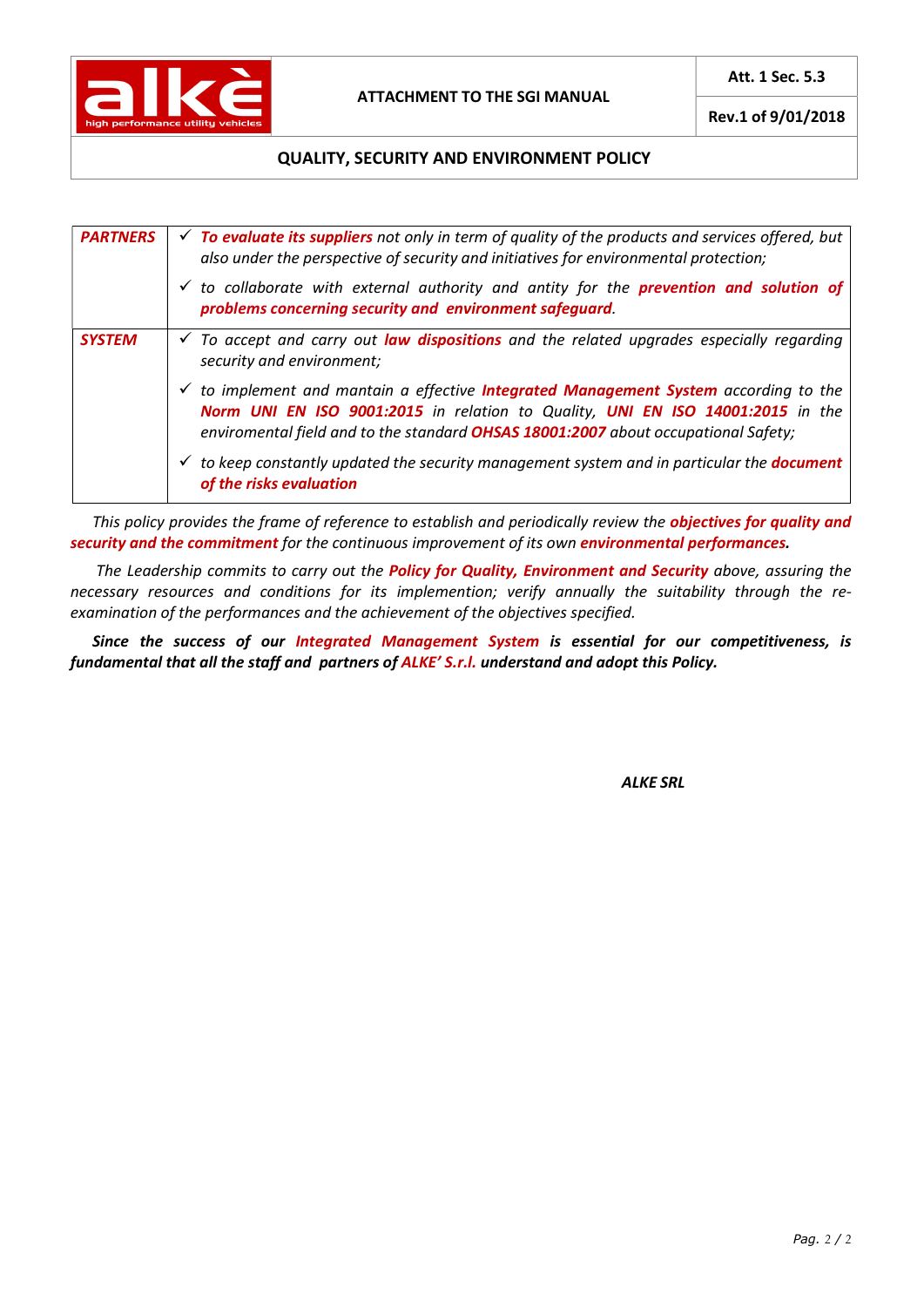| | | |
|---|---|---|
| alkè high performance utility vehicles | ATTACHMENT TO THE SGI MANUAL | Att. 1 Sec. 5.3 |
| | | Rev.1 of 9/01/2018 |

## QUALITY, SECURITY AND ENVIRONMENT POLICY

| | |
|---|---|
| ***PARTNERS*** | ✓ ***To evaluate its suppliers*** *not only in term of quality of the products and services offered, but also under the perspective of security and initiatives for environmental protection;*<br>✓ *to collaborate with external authority and antity for the* ***prevention and solution of problems concerning security and environment safeguard****.* |
| ***SYSTEM*** | ✓ *To accept and carry out* ***law dispositions*** *and the related upgrades especially regarding security and environment;*<br>✓ *to implement and mantain a effective* ***Integrated Management System*** *according to the* ***Norm UNI EN ISO 9001:2015*** *in relation to Quality,* ***UNI EN ISO 14001:2015*** *in the enviromental field and to the standard* ***OHSAS 18001:2007*** *about occupational Safety;*<br>✓ *to keep constantly updated the security management system and in particular the* ***document of the risks evaluation*** |

*This policy provides the frame of reference to establish and periodically review the* ***objectives for quality and security and the commitment*** *for the continuous improvement of its own* ***environmental performances.***

*The Leadership commits to carry out the* ***Policy for Quality, Environment and Security*** *above, assuring the necessary resources and conditions for its implemention; verify annually the suitability through the re-examination of the performances and the achievement of the objectives specified.*

***Since the success of our Integrated Management System is essential for our competitiveness, is fundamental that all the staff and partners of ALKE' S.r.l. understand and adopt this Policy.***

***ALKE SRL***